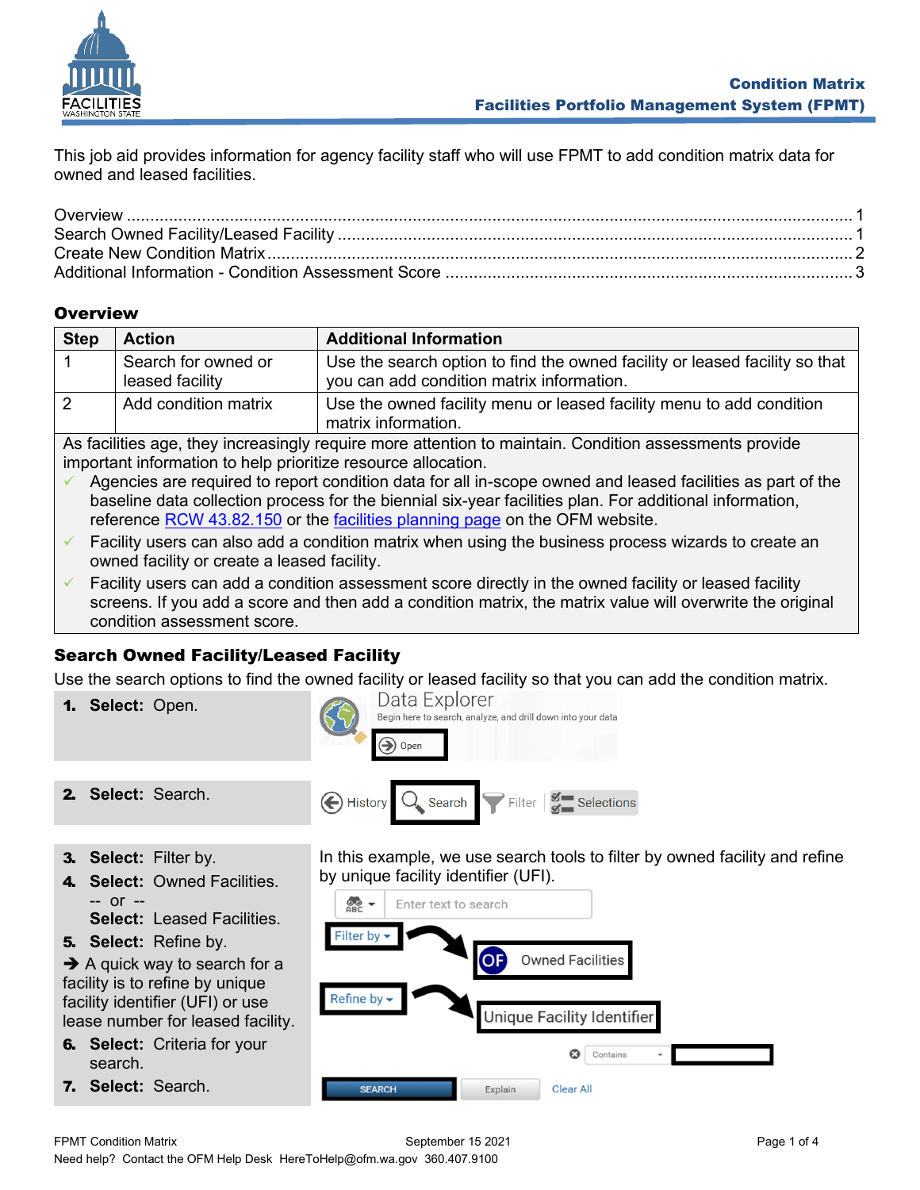This job aid provides information for agency facility staff who will use FPMT to add condition matrix data for owned and leased facilities.

Overview ........................................................................................................................................ 1
Search Owned Facility/Leased Facility ........................................................................................... 1
Create New Condition Matrix ......................................................................................................... 2
Additional Information - Condition Assessment Score .................................................................. 3

## Overview

| Step | Action | Additional Information |
|---|---|---|
| 1 | Search for owned or leased facility | Use the search option to find the owned facility or leased facility so that you can add condition matrix information. |
| 2 | Add condition matrix | Use the owned facility menu or leased facility menu to add condition matrix information. |

As facilities age, they increasingly require more attention to maintain. Condition assessments provide important information to help prioritize resource allocation.

- ✓ Agencies are required to report condition data for all in-scope owned and leased facilities as part of the baseline data collection process for the biennial six-year facilities plan. For additional information, reference RCW 43.82.150 or the facilities planning page on the OFM website.
- ✓ Facility users can also add a condition matrix when using the business process wizards to create an owned facility or create a leased facility.
- ✓ Facility users can add a condition assessment score directly in the owned facility or leased facility screens. If you add a score and then add a condition matrix, the matrix value will overwrite the original condition assessment score.

## Search Owned Facility/Leased Facility

Use the search options to find the owned facility or leased facility so that you can add the condition matrix.

1. **Select:** Open.

   Data Explorer — Begin here to search, analyze, and drill down into your data — Open

2. **Select:** Search.

   History | Search | Filter | Selections

3. **Select:** Filter by.
4. **Select:** Owned Facilities.
   -- or --
   **Select:** Leased Facilities.
5. **Select:** Refine by.

   ➔ A quick way to search for a facility is to refine by unique facility identifier (UFI) or use lease number for leased facility.

6. **Select:** Criteria for your search.
7. **Select:** Search.

In this example, we use search tools to filter by owned facility and refine by unique facility identifier (UFI).

Enter text to search — Filter by → Owned Facilities — Refine by → Unique Facility Identifier — Contains — SEARCH | Explain | Clear All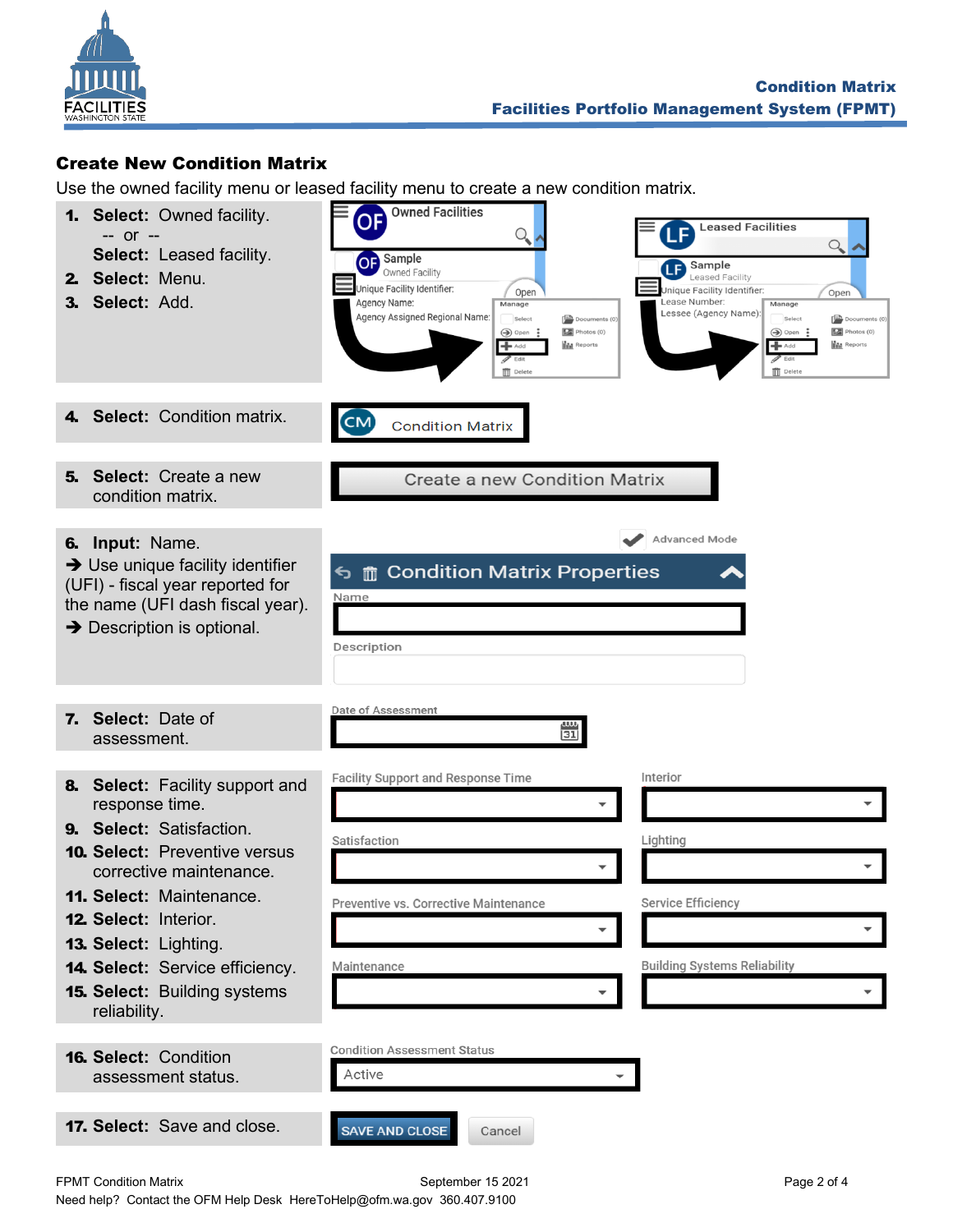## Create New Condition Matrix

Use the owned facility menu or leased facility menu to create a new condition matrix.

1. **Select:** Owned facility.
   -- or --
   **Select:** Leased facility.
2. **Select:** Menu.
3. **Select:** Add.
4. **Select:** Condition matrix.
5. **Select:** Create a new condition matrix.
6. **Input:** Name.
   ➔ Use unique facility identifier (UFI) - fiscal year reported for the name (UFI dash fiscal year).
   ➔ Description is optional.
7. **Select:** Date of assessment.
8. **Select:** Facility support and response time.
9. **Select:** Satisfaction.
10. **Select:** Preventive versus corrective maintenance.
11. **Select:** Maintenance.
12. **Select:** Interior.
13. **Select:** Lighting.
14. **Select:** Service efficiency.
15. **Select:** Building systems reliability.
16. **Select:** Condition assessment status.
17. **Select:** Save and close.

FPMT Condition Matrix September 15 2021

Need help? Contact the OFM Help Desk HereToHelp@ofm.wa.gov 360.407.9100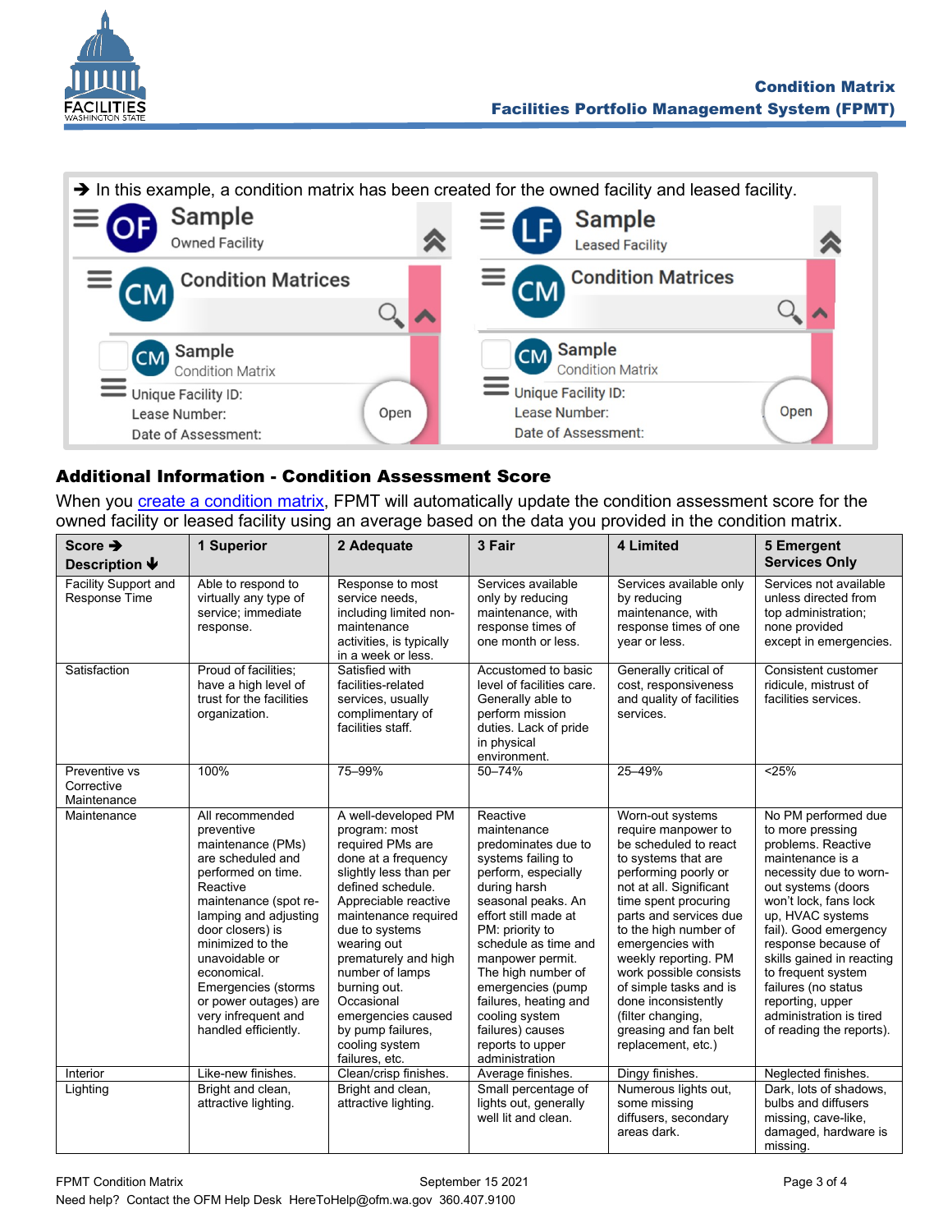➔ In this example, a condition matrix has been created for the owned facility and leased facility.

OF Sample
Owned Facility

CM Condition Matrices

CM Sample
Condition Matrix
Unique Facility ID:
Lease Number:
Date of Assessment:
Open

LF Sample
Leased Facility

CM Condition Matrices

CM Sample
Condition Matrix
Unique Facility ID:
Lease Number:
Date of Assessment:
Open

## Additional Information - Condition Assessment Score

When you create a condition matrix, FPMT will automatically update the condition assessment score for the owned facility or leased facility using an average based on the data you provided in the condition matrix.

| Score ➔<br>Description ⬇ | 1 Superior | 2 Adequate | 3 Fair | 4 Limited | 5 Emergent Services Only |
|---|---|---|---|---|---|
| Facility Support and Response Time | Able to respond to virtually any type of service; immediate response. | Response to most service needs, including limited non-maintenance activities, is typically in a week or less. | Services available only by reducing maintenance, with response times of one month or less. | Services available only by reducing maintenance, with response times of one year or less. | Services not available unless directed from top administration; none provided except in emergencies. |
| Satisfaction | Proud of facilities; have a high level of trust for the facilities organization. | Satisfied with facilities-related services, usually complimentary of facilities staff. | Accustomed to basic level of facilities care. Generally able to perform mission duties. Lack of pride in physical environment. | Generally critical of cost, responsiveness and quality of facilities services. | Consistent customer ridicule, mistrust of facilities services. |
| Preventive vs Corrective Maintenance | 100% | 75–99% | 50–74% | 25–49% | <25% |
| Maintenance | All recommended preventive maintenance (PMs) are scheduled and performed on time. Reactive maintenance (spot re-lamping and adjusting door closers) is minimized to the unavoidable or economical. Emergencies (storms or power outages) are very infrequent and handled efficiently. | A well-developed PM program: most required PMs are done at a frequency slightly less than per defined schedule. Appreciable reactive maintenance required due to systems wearing out prematurely and high number of lamps burning out. Occasional emergencies caused by pump failures, cooling system failures, etc. | Reactive maintenance predominates due to systems failing to perform, especially during harsh seasonal peaks. An effort still made at PM: priority to schedule as time and manpower permit. The high number of emergencies (pump failures, heating and cooling system failures) causes reports to upper administration | Worn-out systems require manpower to be scheduled to react to systems that are performing poorly or not at all. Significant time spent procuring parts and services due to the high number of emergencies with weekly reporting. PM work possible consists of simple tasks and is done inconsistently (filter changing, greasing and fan belt replacement, etc.) | No PM performed due to more pressing problems. Reactive maintenance is a necessity due to worn-out systems (doors won't lock, fans lock up, HVAC systems fail). Good emergency response because of skills gained in reacting to frequent system failures (no status reporting, upper administration is tired of reading the reports). |
| Interior | Like-new finishes. | Clean/crisp finishes. | Average finishes. | Dingy finishes. | Neglected finishes. |
| Lighting | Bright and clean, attractive lighting. | Bright and clean, attractive lighting. | Small percentage of lights out, generally well lit and clean. | Numerous lights out, some missing diffusers, secondary areas dark. | Dark, lots of shadows, bulbs and diffusers missing, cave-like, damaged, hardware is missing. |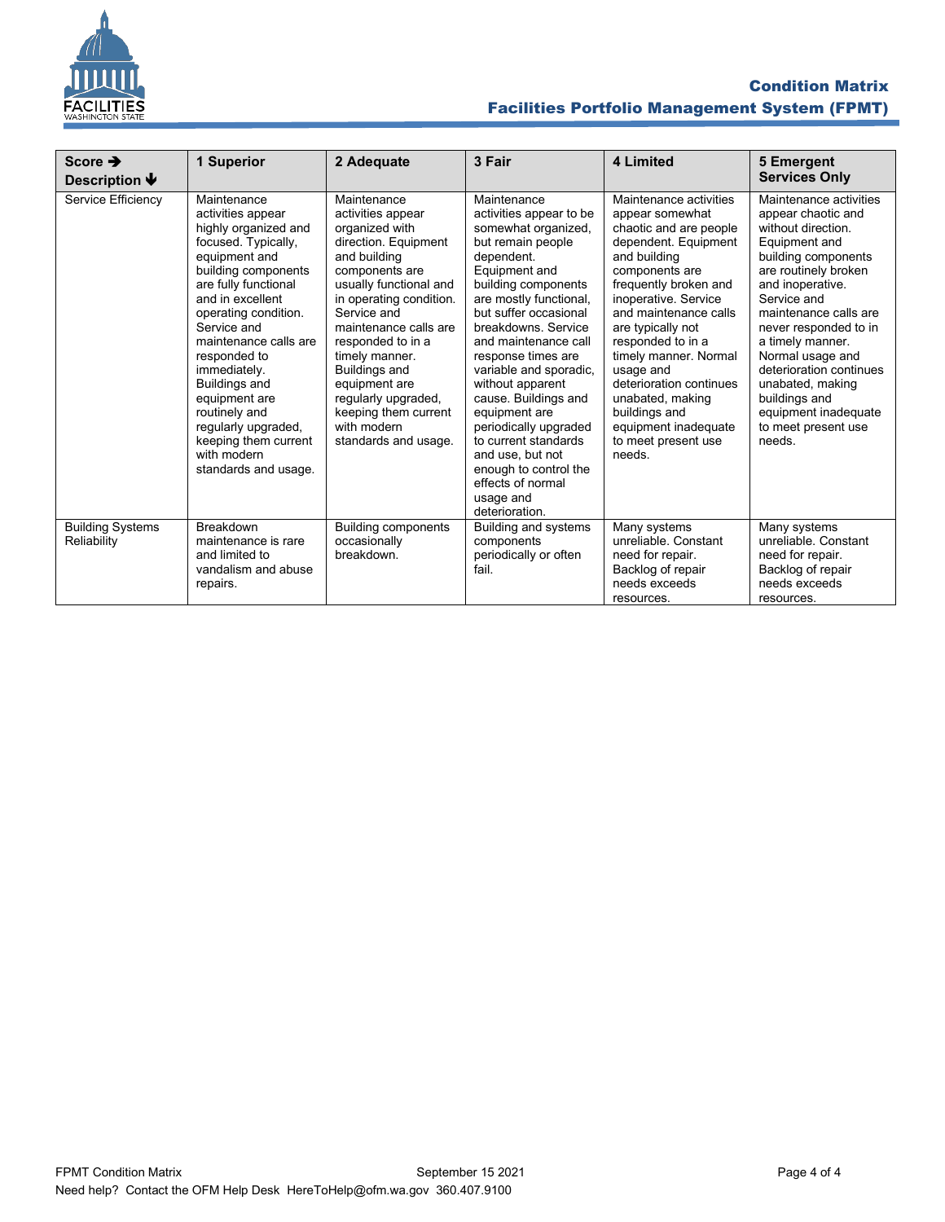| Score ➔ Description 🡻 | 1 Superior | 2 Adequate | 3 Fair | 4 Limited | 5 Emergent Services Only |
|---|---|---|---|---|---|
| Service Efficiency | Maintenance activities appear highly organized and focused. Typically, equipment and building components are fully functional and in excellent operating condition. Service and maintenance calls are responded to immediately. Buildings and equipment are routinely and regularly upgraded, keeping them current with modern standards and usage. | Maintenance activities appear organized with direction. Equipment and building components are usually functional and in operating condition. Service and maintenance calls are responded to in a timely manner. Buildings and equipment are regularly upgraded, keeping them current with modern standards and usage. | Maintenance activities appear to be somewhat organized, but remain people dependent. Equipment and building components are mostly functional, but suffer occasional breakdowns. Service and maintenance call response times are variable and sporadic, without apparent cause. Buildings and equipment are periodically upgraded to current standards and use, but not enough to control the effects of normal usage and deterioration. | Maintenance activities appear somewhat chaotic and are people dependent. Equipment and building components are frequently broken and inoperative. Service and maintenance calls are typically not responded to in a timely manner. Normal usage and deterioration continues unabated, making buildings and equipment inadequate to meet present use needs. | Maintenance activities appear chaotic and without direction. Equipment and building components are routinely broken and inoperative. Service and maintenance calls are never responded to in a timely manner. Normal usage and deterioration continues unabated, making buildings and equipment inadequate to meet present use needs. |
| Building Systems Reliability | Breakdown maintenance is rare and limited to vandalism and abuse repairs. | Building components occasionally breakdown. | Building and systems components periodically or often fail. | Many systems unreliable. Constant need for repair. Backlog of repair needs exceeds resources. | Many systems unreliable. Constant need for repair. Backlog of repair needs exceeds resources. |